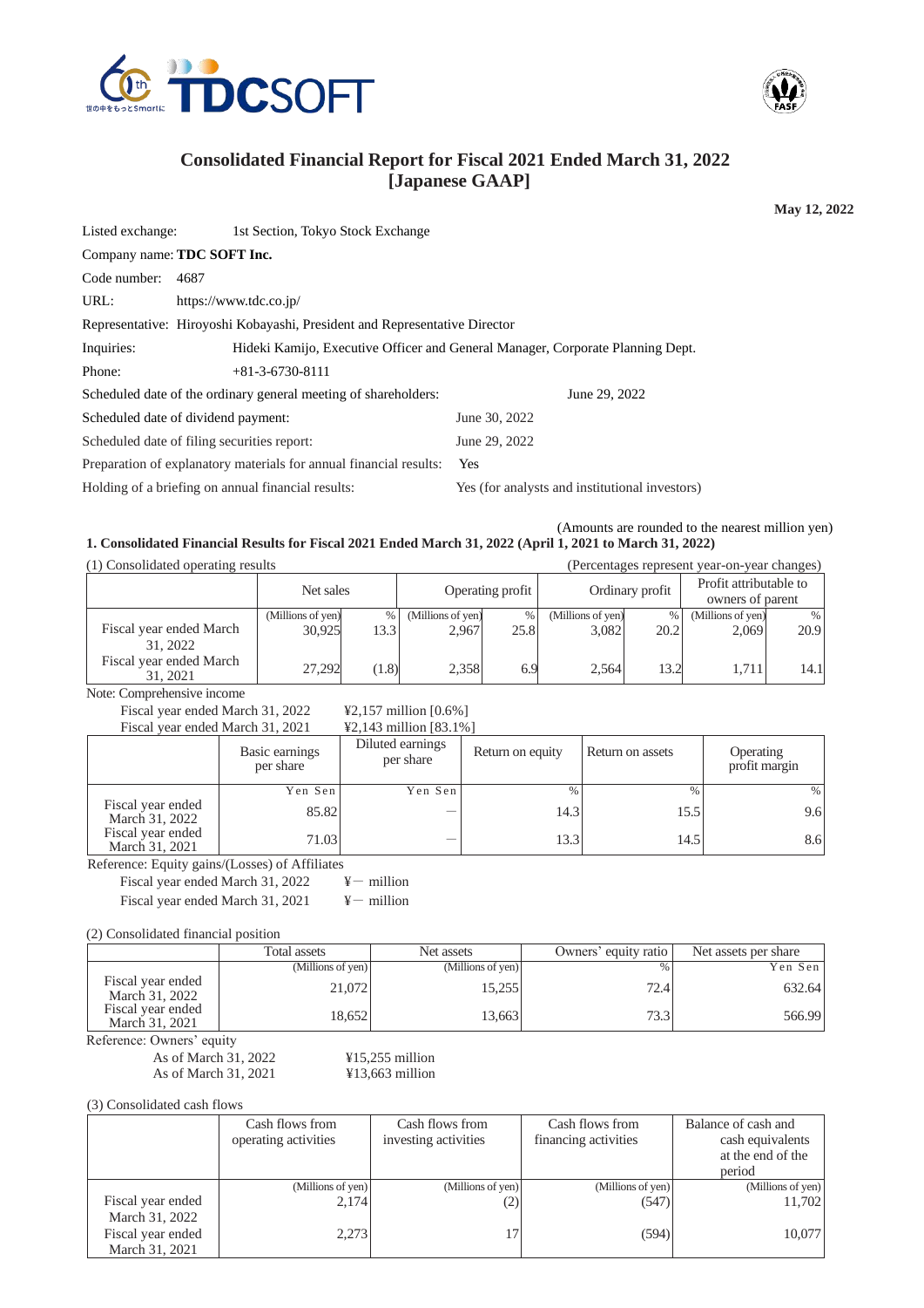# Consolidated Financial Report for Fiscal 2021 Ended March 31, 2022 [Japanese GAAP]

**May 12, 2022**

Listed exchange: 1st Section, Tokyo Stock Exchange

Company name: **TDC SOFT Inc.**

Code number: 4687

URL: https://www.tdc.co.jp/

Representative: Hiroyoshi Kobayashi, President and Representative Director

Inquiries: Hideki Kamijo, Executive Officer and General Manager, Corporate Planning Dept.

Phone: +81-3-6730-8111

Scheduled date of the ordinary general meeting of shareholders: June 29, 2022

Scheduled date of dividend payment: June 30, 2022

Scheduled date of filing securities report: June 29, 2022

Preparation of explanatory materials for annual financial results: Yes

Holding of a briefing on annual financial results: Yes (for analysts and institutional investors)

(Amounts are rounded to the nearest million yen)

## 1. Consolidated Financial Results for Fiscal 2021 Ended March 31, 2022 (April 1, 2021 to March 31, 2022)

(1) Consolidated operating results (Percentages represent year-on-year changes)

| | Net sales | | Operating profit | | Ordinary profit | | Profit attributable to owners of parent | |
|---|---|---|---|---|---|---|---|---|
| | (Millions of yen) | % | (Millions of yen) | % | (Millions of yen) | % | (Millions of yen) | % |
| Fiscal year ended March 31, 2022 | 30,925 | 13.3 | 2,967 | 25.8 | 3,082 | 20.2 | 2,069 | 20.9 |
| Fiscal year ended March 31, 2021 | 27,292 | (1.8) | 2,358 | 6.9 | 2,564 | 13.2 | 1,711 | 14.1 |

Note: Comprehensive income
Fiscal year ended March 31, 2022 ¥2,157 million [0.6%]
Fiscal year ended March 31, 2021 ¥2,143 million [83.1%]

| | Basic earnings per share | Diluted earnings per share | Return on equity | Return on assets | Operating profit margin |
|---|---|---|---|---|---|
| | Yen Sen | Yen Sen | % | % | % |
| Fiscal year ended March 31, 2022 | 85.82 | — | 14.3 | 15.5 | 9.6 |
| Fiscal year ended March 31, 2021 | 71.03 | — | 13.3 | 14.5 | 8.6 |

Reference: Equity gains/(Losses) of Affiliates
Fiscal year ended March 31, 2022 ¥— million
Fiscal year ended March 31, 2021 ¥— million

(2) Consolidated financial position

| | Total assets | Net assets | Owners' equity ratio | Net assets per share |
|---|---|---|---|---|
| | (Millions of yen) | (Millions of yen) | % | Yen Sen |
| Fiscal year ended March 31, 2022 | 21,072 | 15,255 | 72.4 | 632.64 |
| Fiscal year ended March 31, 2021 | 18,652 | 13,663 | 73.3 | 566.99 |

Reference: Owners' equity
As of March 31, 2022 ¥15,255 million
As of March 31, 2021 ¥13,663 million

(3) Consolidated cash flows

| | Cash flows from operating activities | Cash flows from investing activities | Cash flows from financing activities | Balance of cash and cash equivalents at the end of the period |
|---|---|---|---|---|
| | (Millions of yen) | (Millions of yen) | (Millions of yen) | (Millions of yen) |
| Fiscal year ended March 31, 2022 | 2,174 | (2) | (547) | 11,702 |
| Fiscal year ended March 31, 2021 | 2,273 | 17 | (594) | 10,077 |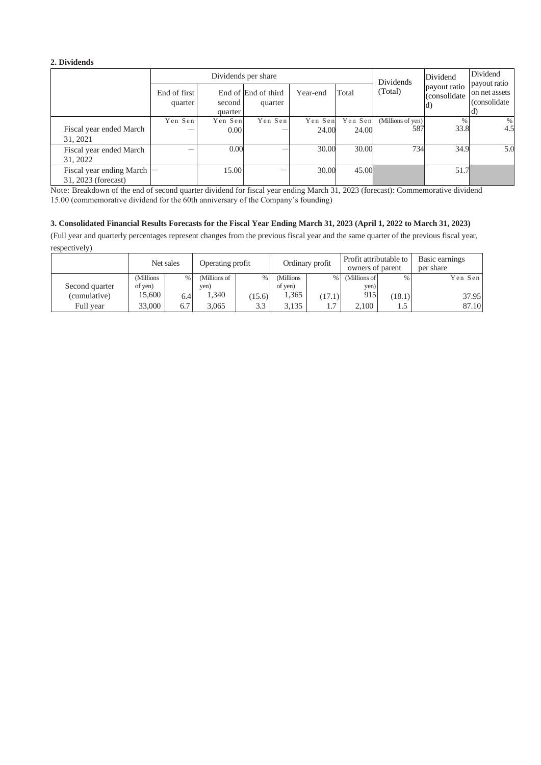## 2. Dividends

| | Dividends per share | | | | | Dividends (Total) | Dividend payout ratio (consolidated) | Dividend payout ratio on net assets (consolidated) |
|---|---|---|---|---|---|---|---|---|
| | End of first quarter | End of second quarter | End of third quarter | Year-end | Total | | | |
| | Yen Sen | Yen Sen | Yen Sen | Yen Sen | Yen Sen | (Millions of yen) | % | % |
| Fiscal year ended March 31, 2021 | — | 0.00 | — | 24.00 | 24.00 | 587 | 33.8 | 4.5 |
| Fiscal year ended March 31, 2022 | — | 0.00 | — | 30.00 | 30.00 | 734 | 34.9 | 5.0 |
| Fiscal year ending March 31, 2023 (forecast) | — | 15.00 | — | 30.00 | 45.00 | | 51.7 | |

Note: Breakdown of the end of second quarter dividend for fiscal year ending March 31, 2023 (forecast): Commemorative dividend 15.00 (commemorative dividend for the 60th anniversary of the Company's founding)

## 3. Consolidated Financial Results Forecasts for the Fiscal Year Ending March 31, 2023 (April 1, 2022 to March 31, 2023)

(Full year and quarterly percentages represent changes from the previous fiscal year and the same quarter of the previous fiscal year, respectively)

| | Net sales | | Operating profit | | Ordinary profit | | Profit attributable to owners of parent | | Basic earnings per share |
|---|---|---|---|---|---|---|---|---|---|
| | (Millions of yen) | % | (Millions of yen) | % | (Millions of yen) | % | (Millions of yen) | % | Yen Sen |
| Second quarter (cumulative) | 15,600 | 6.4 | 1,340 | (15.6) | 1,365 | (17.1) | 915 | (18.1) | 37.95 |
| Full year | 33,000 | 6.7 | 3,065 | 3.3 | 3,135 | 1.7 | 2,100 | 1.5 | 87.10 |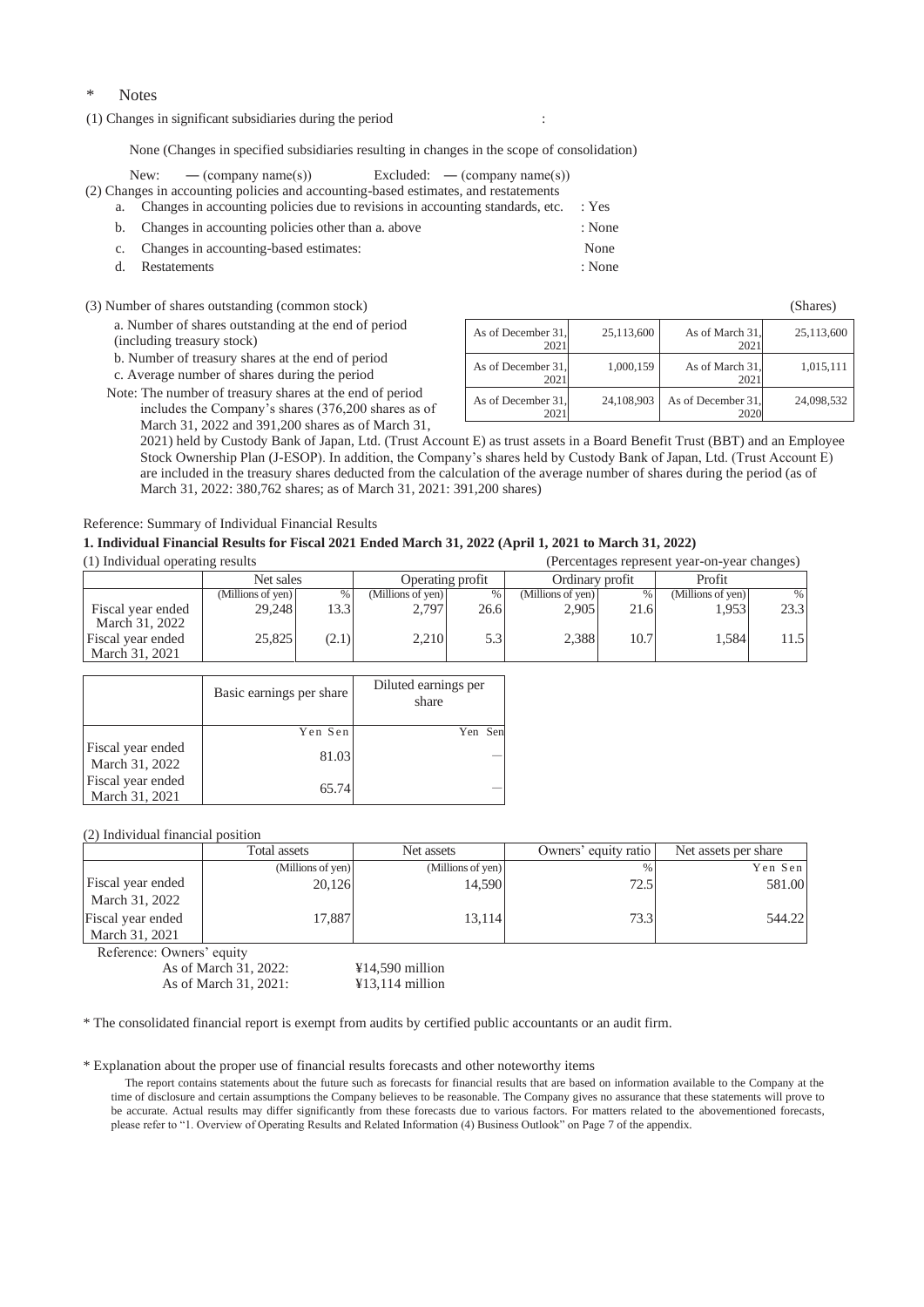\* Notes

(1) Changes in significant subsidiaries during the period :

None (Changes in specified subsidiaries resulting in changes in the scope of consolidation)

New: — (company name(s)) Excluded: — (company name(s))

(2) Changes in accounting policies and accounting-based estimates, and restatements

a. Changes in accounting policies due to revisions in accounting standards, etc. : Yes

b. Changes in accounting policies other than a. above : None

c. Changes in accounting-based estimates: None

d. Restatements : None

(3) Number of shares outstanding (common stock) (Shares)

| | | | | |
|---|---|---|---|---|
| a. Number of shares outstanding at the end of period (including treasury stock) | As of December 31, 2021 | 25,113,600 | As of March 31, 2021 | 25,113,600 |
| b. Number of treasury shares at the end of period | As of December 31, 2021 | 1,000,159 | As of March 31, 2021 | 1,015,111 |
| c. Average number of shares during the period | As of December 31, 2021 | 24,108,903 | As of December 31, 2020 | 24,098,532 |

Note: The number of treasury shares at the end of period includes the Company's shares (376,200 shares as of March 31, 2022 and 391,200 shares as of March 31, 2021) held by Custody Bank of Japan, Ltd. (Trust Account E) as trust assets in a Board Benefit Trust (BBT) and an Employee Stock Ownership Plan (J-ESOP). In addition, the Company's shares held by Custody Bank of Japan, Ltd. (Trust Account E) are included in the treasury shares deducted from the calculation of the average number of shares during the period (as of March 31, 2022: 380,762 shares; as of March 31, 2021: 391,200 shares)

Reference: Summary of Individual Financial Results

**1. Individual Financial Results for Fiscal 2021 Ended March 31, 2022 (April 1, 2021 to March 31, 2022)**

(1) Individual operating results (Percentages represent year-on-year changes)

| | Net sales | | Operating profit | | Ordinary profit | | Profit | |
|---|---|---|---|---|---|---|---|---|
| | (Millions of yen) | % | (Millions of yen) | % | (Millions of yen) | % | (Millions of yen) | % |
| Fiscal year ended March 31, 2022 | 29,248 | 13.3 | 2,797 | 26.6 | 2,905 | 21.6 | 1,953 | 23.3 |
| Fiscal year ended March 31, 2021 | 25,825 | (2.1) | 2,210 | 5.3 | 2,388 | 10.7 | 1,584 | 11.5 |

| | Basic earnings per share | Diluted earnings per share |
|---|---|---|
| | Yen Sen | Yen Sen |
| Fiscal year ended March 31, 2022 | 81.03 | — |
| Fiscal year ended March 31, 2021 | 65.74 | — |

(2) Individual financial position

| | Total assets | Net assets | Owners' equity ratio | Net assets per share |
|---|---|---|---|---|
| | (Millions of yen) | (Millions of yen) | % | Yen Sen |
| Fiscal year ended March 31, 2022 | 20,126 | 14,590 | 72.5 | 581.00 |
| Fiscal year ended March 31, 2021 | 17,887 | 13,114 | 73.3 | 544.22 |

Reference: Owners' equity

As of March 31, 2022: ¥14,590 million

As of March 31, 2021: ¥13,114 million

\* The consolidated financial report is exempt from audits by certified public accountants or an audit firm.

\* Explanation about the proper use of financial results forecasts and other noteworthy items

The report contains statements about the future such as forecasts for financial results that are based on information available to the Company at the time of disclosure and certain assumptions the Company believes to be reasonable. The Company gives no assurance that these statements will prove to be accurate. Actual results may differ significantly from these forecasts due to various factors. For matters related to the abovementioned forecasts, please refer to "1. Overview of Operating Results and Related Information (4) Business Outlook" on Page 7 of the appendix.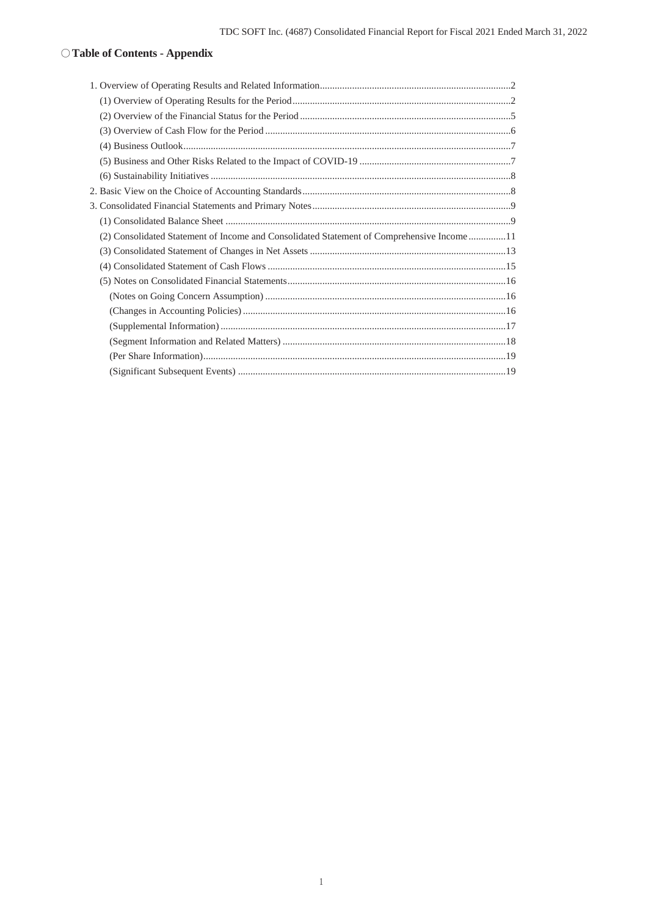## ○ Table of Contents - Appendix

1. Overview of Operating Results and Related Information ........................................................................2
   (1) Overview of Operating Results for the Period ........................................................................2
   (2) Overview of the Financial Status for the Period ........................................................................5
   (3) Overview of Cash Flow for the Period ........................................................................6
   (4) Business Outlook ........................................................................7
   (5) Business and Other Risks Related to the Impact of COVID-19 ........................................................................7
   (6) Sustainability Initiatives ........................................................................8
2. Basic View on the Choice of Accounting Standards ........................................................................8
3. Consolidated Financial Statements and Primary Notes ........................................................................9
   (1) Consolidated Balance Sheet ........................................................................9
   (2) Consolidated Statement of Income and Consolidated Statement of Comprehensive Income ...............11
   (3) Consolidated Statement of Changes in Net Assets ........................................................................13
   (4) Consolidated Statement of Cash Flows ........................................................................15
   (5) Notes on Consolidated Financial Statements ........................................................................16
      (Notes on Going Concern Assumption) ........................................................................16
      (Changes in Accounting Policies) ........................................................................16
      (Supplemental Information) ........................................................................17
      (Segment Information and Related Matters) ........................................................................18
      (Per Share Information) ........................................................................19
      (Significant Subsequent Events) ........................................................................19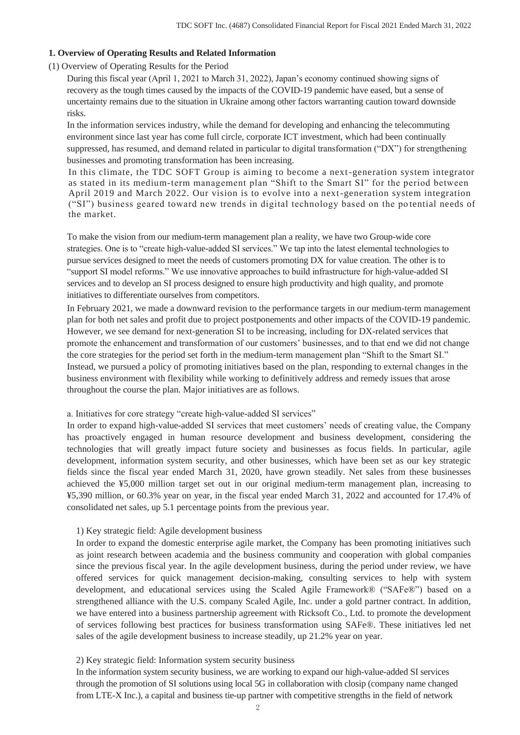## 1. Overview of Operating Results and Related Information

### (1) Overview of Operating Results for the Period

During this fiscal year (April 1, 2021 to March 31, 2022), Japan's economy continued showing signs of recovery as the tough times caused by the impacts of the COVID-19 pandemic have eased, but a sense of uncertainty remains due to the situation in Ukraine among other factors warranting caution toward downside risks.

In the information services industry, while the demand for developing and enhancing the telecommuting environment since last year has come full circle, corporate ICT investment, which had been continually suppressed, has resumed, and demand related in particular to digital transformation ("DX") for strengthening businesses and promoting transformation has been increasing.

In this climate, the TDC SOFT Group is aiming to become a next-generation system integrator as stated in its medium-term management plan "Shift to the Smart SI" for the period between April 2019 and March 2022. Our vision is to evolve into a next-generation system integration ("SI") business geared toward new trends in digital technology based on the potential needs of the market.

To make the vision from our medium-term management plan a reality, we have two Group-wide core strategies. One is to "create high-value-added SI services." We tap into the latest elemental technologies to pursue services designed to meet the needs of customers promoting DX for value creation. The other is to "support SI model reforms." We use innovative approaches to build infrastructure for high-value-added SI services and to develop an SI process designed to ensure high productivity and high quality, and promote initiatives to differentiate ourselves from competitors.

In February 2021, we made a downward revision to the performance targets in our medium-term management plan for both net sales and profit due to project postponements and other impacts of the COVID-19 pandemic. However, we see demand for next-generation SI to be increasing, including for DX-related services that promote the enhancement and transformation of our customers' businesses, and to that end we did not change the core strategies for the period set forth in the medium-term management plan "Shift to the Smart SI." Instead, we pursued a policy of promoting initiatives based on the plan, responding to external changes in the business environment with flexibility while working to definitively address and remedy issues that arose throughout the course the plan. Major initiatives are as follows.

a. Initiatives for core strategy "create high-value-added SI services"

In order to expand high-value-added SI services that meet customers' needs of creating value, the Company has proactively engaged in human resource development and business development, considering the technologies that will greatly impact future society and businesses as focus fields. In particular, agile development, information system security, and other businesses, which have been set as our key strategic fields since the fiscal year ended March 31, 2020, have grown steadily. Net sales from these businesses achieved the ¥5,000 million target set out in our original medium-term management plan, increasing to ¥5,390 million, or 60.3% year on year, in the fiscal year ended March 31, 2022 and accounted for 17.4% of consolidated net sales, up 5.1 percentage points from the previous year.

1) Key strategic field: Agile development business

In order to expand the domestic enterprise agile market, the Company has been promoting initiatives such as joint research between academia and the business community and cooperation with global companies since the previous fiscal year. In the agile development business, during the period under review, we have offered services for quick management decision-making, consulting services to help with system development, and educational services using the Scaled Agile Framework® ("SAFe®") based on a strengthened alliance with the U.S. company Scaled Agile, Inc. under a gold partner contract. In addition, we have entered into a business partnership agreement with Ricksoft Co., Ltd. to promote the development of services following best practices for business transformation using SAFe®. These initiatives led net sales of the agile development business to increase steadily, up 21.2% year on year.

2) Key strategic field: Information system security business

In the information system security business, we are working to expand our high-value-added SI services through the promotion of SI solutions using local 5G in collaboration with closip (company name changed from LTE-X Inc.), a capital and business tie-up partner with competitive strengths in the field of network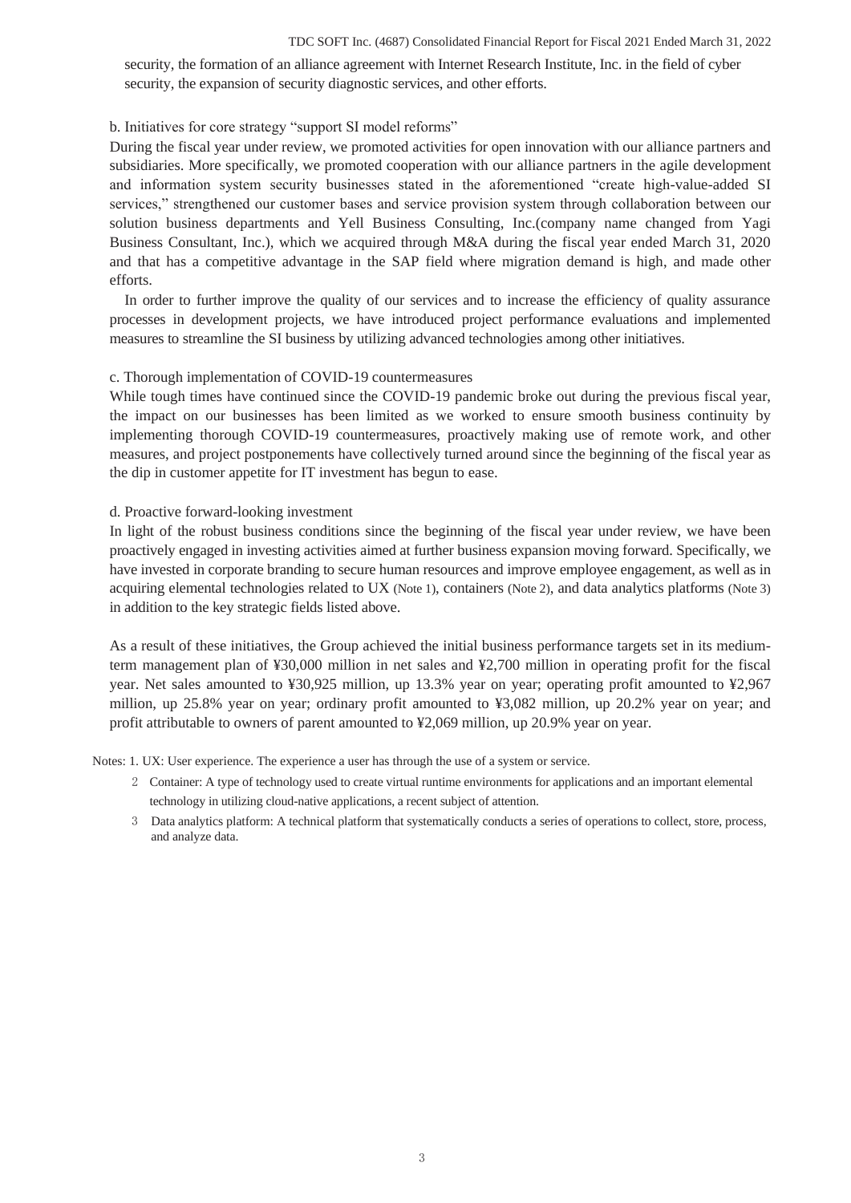security, the formation of an alliance agreement with Internet Research Institute, Inc. in the field of cyber security, the expansion of security diagnostic services, and other efforts.

b. Initiatives for core strategy "support SI model reforms"

During the fiscal year under review, we promoted activities for open innovation with our alliance partners and subsidiaries. More specifically, we promoted cooperation with our alliance partners in the agile development and information system security businesses stated in the aforementioned "create high-value-added SI services," strengthened our customer bases and service provision system through collaboration between our solution business departments and Yell Business Consulting, Inc.(company name changed from Yagi Business Consultant, Inc.), which we acquired through M&A during the fiscal year ended March 31, 2020 and that has a competitive advantage in the SAP field where migration demand is high, and made other efforts.

In order to further improve the quality of our services and to increase the efficiency of quality assurance processes in development projects, we have introduced project performance evaluations and implemented measures to streamline the SI business by utilizing advanced technologies among other initiatives.

c. Thorough implementation of COVID-19 countermeasures

While tough times have continued since the COVID-19 pandemic broke out during the previous fiscal year, the impact on our businesses has been limited as we worked to ensure smooth business continuity by implementing thorough COVID-19 countermeasures, proactively making use of remote work, and other measures, and project postponements have collectively turned around since the beginning of the fiscal year as the dip in customer appetite for IT investment has begun to ease.

d. Proactive forward-looking investment

In light of the robust business conditions since the beginning of the fiscal year under review, we have been proactively engaged in investing activities aimed at further business expansion moving forward. Specifically, we have invested in corporate branding to secure human resources and improve employee engagement, as well as in acquiring elemental technologies related to UX (Note 1), containers (Note 2), and data analytics platforms (Note 3) in addition to the key strategic fields listed above.

As a result of these initiatives, the Group achieved the initial business performance targets set in its medium-term management plan of ¥30,000 million in net sales and ¥2,700 million in operating profit for the fiscal year. Net sales amounted to ¥30,925 million, up 13.3% year on year; operating profit amounted to ¥2,967 million, up 25.8% year on year; ordinary profit amounted to ¥3,082 million, up 20.2% year on year; and profit attributable to owners of parent amounted to ¥2,069 million, up 20.9% year on year.

Notes: 1. UX: User experience. The experience a user has through the use of a system or service.

2 Container: A type of technology used to create virtual runtime environments for applications and an important elemental technology in utilizing cloud-native applications, a recent subject of attention.

3 Data analytics platform: A technical platform that systematically conducts a series of operations to collect, store, process, and analyze data.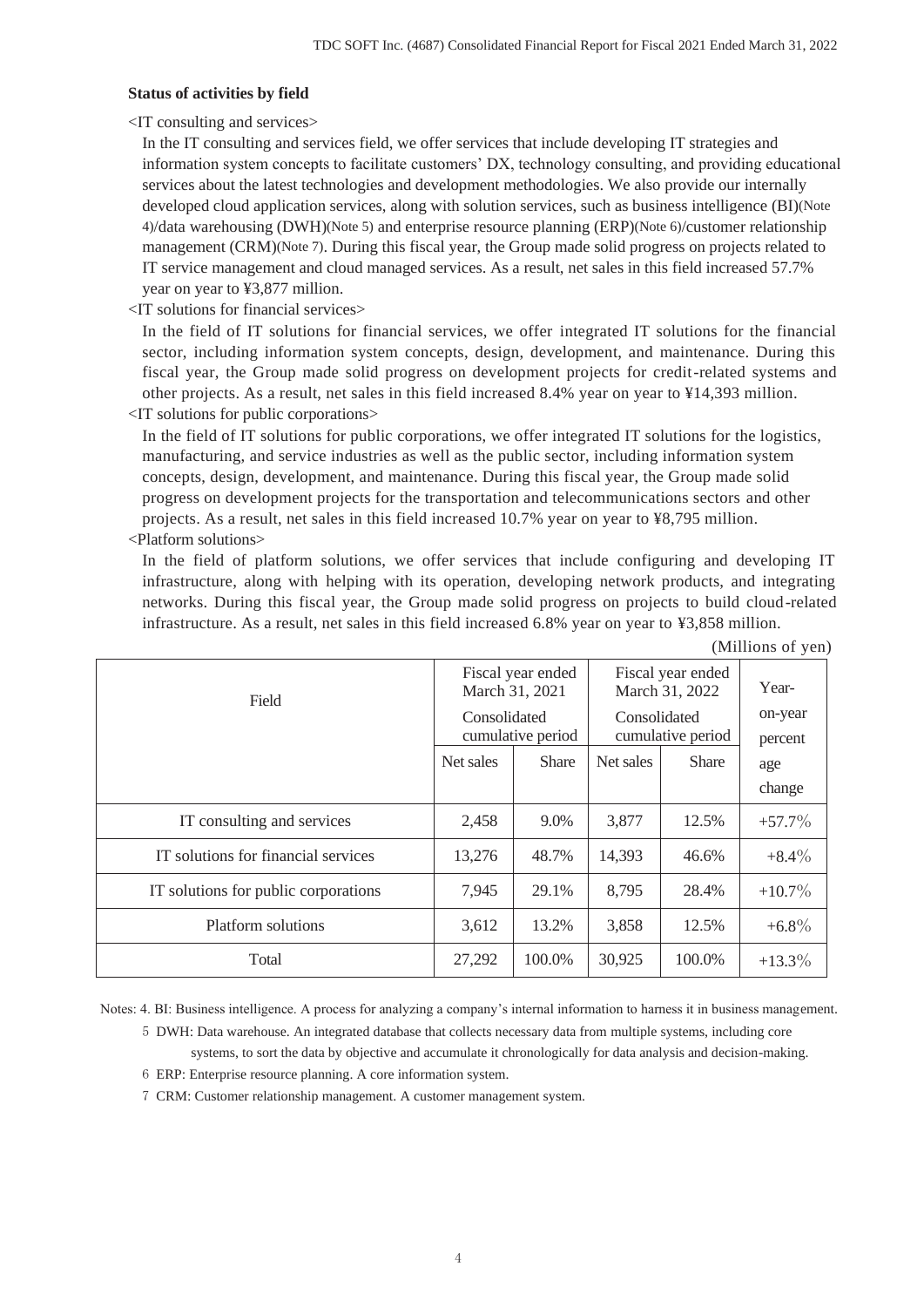### Status of activities by field

<IT consulting and services>

In the IT consulting and services field, we offer services that include developing IT strategies and information system concepts to facilitate customers' DX, technology consulting, and providing educational services about the latest technologies and development methodologies. We also provide our internally developed cloud application services, along with solution services, such as business intelligence (BI)(Note 4)/data warehousing (DWH)(Note 5) and enterprise resource planning (ERP)(Note 6)/customer relationship management (CRM)(Note 7). During this fiscal year, the Group made solid progress on projects related to IT service management and cloud managed services. As a result, net sales in this field increased 57.7% year on year to ¥3,877 million.

<IT solutions for financial services>

In the field of IT solutions for financial services, we offer integrated IT solutions for the financial sector, including information system concepts, design, development, and maintenance. During this fiscal year, the Group made solid progress on development projects for credit-related systems and other projects. As a result, net sales in this field increased 8.4% year on year to ¥14,393 million.

<IT solutions for public corporations>

In the field of IT solutions for public corporations, we offer integrated IT solutions for the logistics, manufacturing, and service industries as well as the public sector, including information system concepts, design, development, and maintenance. During this fiscal year, the Group made solid progress on development projects for the transportation and telecommunications sectors and other projects. As a result, net sales in this field increased 10.7% year on year to ¥8,795 million.

<Platform solutions>

In the field of platform solutions, we offer services that include configuring and developing IT infrastructure, along with helping with its operation, developing network products, and integrating networks. During this fiscal year, the Group made solid progress on projects to build cloud-related infrastructure. As a result, net sales in this field increased 6.8% year on year to ¥3,858 million.

(Millions of yen)

| Field | Fiscal year ended March 31, 2021 Consolidated cumulative period | | Fiscal year ended March 31, 2022 Consolidated cumulative period | | Year-on-year percentage change |
|---|---|---|---|---|---|
| | Net sales | Share | Net sales | Share | |
| IT consulting and services | 2,458 | 9.0% | 3,877 | 12.5% | +57.7% |
| IT solutions for financial services | 13,276 | 48.7% | 14,393 | 46.6% | +8.4% |
| IT solutions for public corporations | 7,945 | 29.1% | 8,795 | 28.4% | +10.7% |
| Platform solutions | 3,612 | 13.2% | 3,858 | 12.5% | +6.8% |
| Total | 27,292 | 100.0% | 30,925 | 100.0% | +13.3% |

Notes: 4. BI: Business intelligence. A process for analyzing a company's internal information to harness it in business management.

5 DWH: Data warehouse. An integrated database that collects necessary data from multiple systems, including core systems, to sort the data by objective and accumulate it chronologically for data analysis and decision-making.

6 ERP: Enterprise resource planning. A core information system.

7 CRM: Customer relationship management. A customer management system.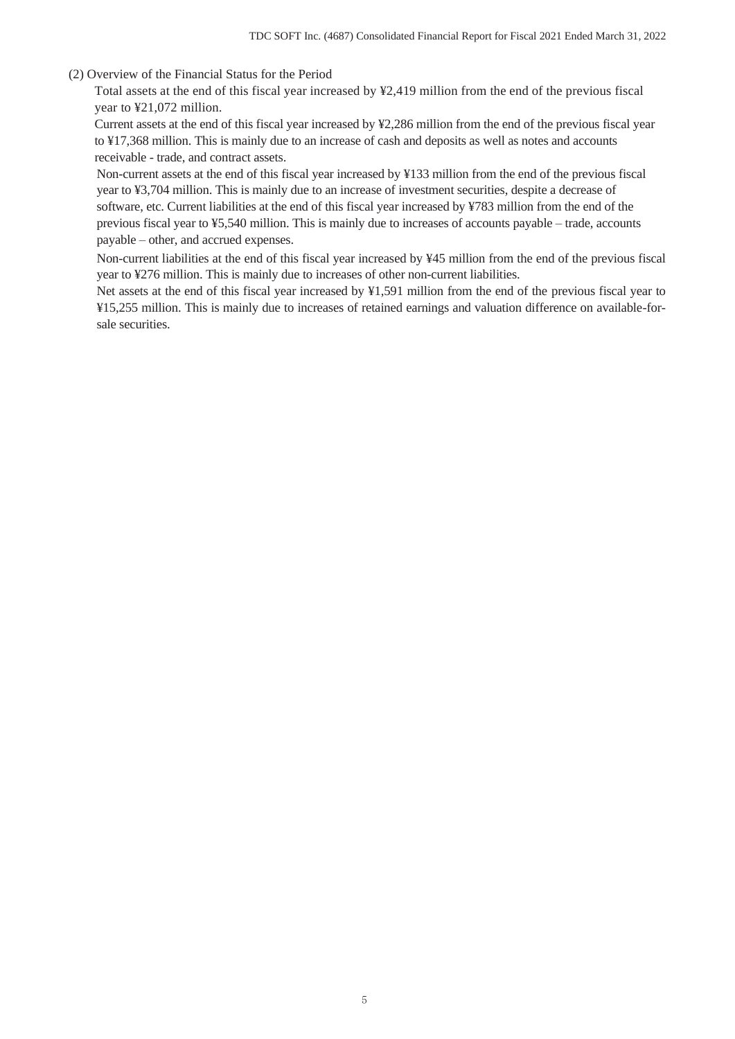### (2) Overview of the Financial Status for the Period

Total assets at the end of this fiscal year increased by ¥2,419 million from the end of the previous fiscal year to ¥21,072 million.

Current assets at the end of this fiscal year increased by ¥2,286 million from the end of the previous fiscal year to ¥17,368 million. This is mainly due to an increase of cash and deposits as well as notes and accounts receivable - trade, and contract assets.

Non-current assets at the end of this fiscal year increased by ¥133 million from the end of the previous fiscal year to ¥3,704 million. This is mainly due to an increase of investment securities, despite a decrease of software, etc. Current liabilities at the end of this fiscal year increased by ¥783 million from the end of the previous fiscal year to ¥5,540 million. This is mainly due to increases of accounts payable – trade, accounts payable – other, and accrued expenses.

Non-current liabilities at the end of this fiscal year increased by ¥45 million from the end of the previous fiscal year to ¥276 million. This is mainly due to increases of other non-current liabilities.

Net assets at the end of this fiscal year increased by ¥1,591 million from the end of the previous fiscal year to ¥15,255 million. This is mainly due to increases of retained earnings and valuation difference on available-for-sale securities.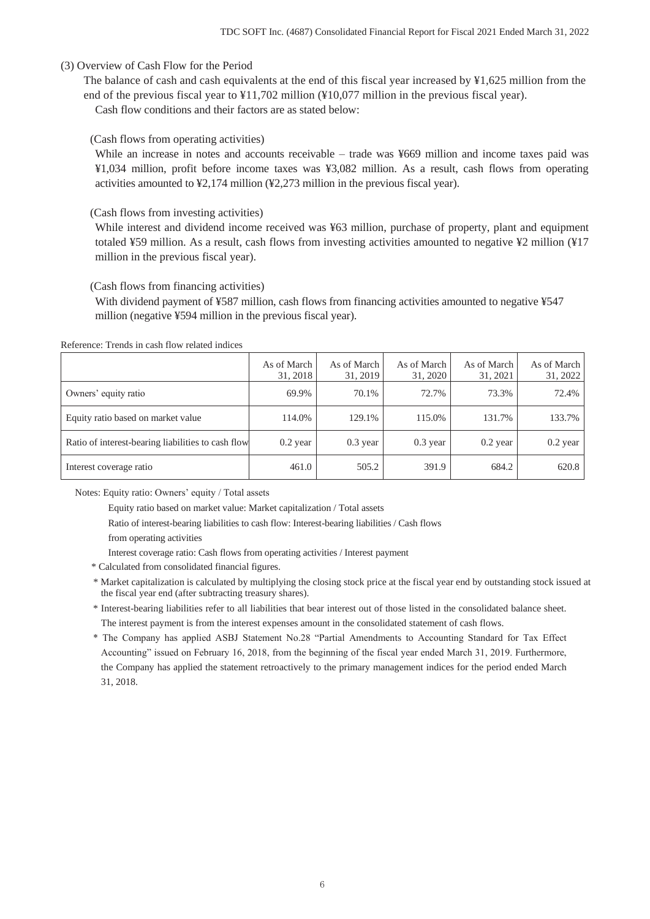(3) Overview of Cash Flow for the Period

The balance of cash and cash equivalents at the end of this fiscal year increased by ¥1,625 million from the end of the previous fiscal year to ¥11,702 million (¥10,077 million in the previous fiscal year).

Cash flow conditions and their factors are as stated below:

(Cash flows from operating activities)

While an increase in notes and accounts receivable – trade was ¥669 million and income taxes paid was ¥1,034 million, profit before income taxes was ¥3,082 million. As a result, cash flows from operating activities amounted to ¥2,174 million (¥2,273 million in the previous fiscal year).

(Cash flows from investing activities)

While interest and dividend income received was ¥63 million, purchase of property, plant and equipment totaled ¥59 million. As a result, cash flows from investing activities amounted to negative ¥2 million (¥17 million in the previous fiscal year).

(Cash flows from financing activities)

With dividend payment of ¥587 million, cash flows from financing activities amounted to negative ¥547 million (negative ¥594 million in the previous fiscal year).

Reference: Trends in cash flow related indices

| | As of March 31, 2018 | As of March 31, 2019 | As of March 31, 2020 | As of March 31, 2021 | As of March 31, 2022 |
|---|---|---|---|---|---|
| Owners' equity ratio | 69.9% | 70.1% | 72.7% | 73.3% | 72.4% |
| Equity ratio based on market value | 114.0% | 129.1% | 115.0% | 131.7% | 133.7% |
| Ratio of interest-bearing liabilities to cash flow | 0.2 year | 0.3 year | 0.3 year | 0.2 year | 0.2 year |
| Interest coverage ratio | 461.0 | 505.2 | 391.9 | 684.2 | 620.8 |

Notes: Equity ratio: Owners' equity / Total assets

Equity ratio based on market value: Market capitalization / Total assets

Ratio of interest-bearing liabilities to cash flow: Interest-bearing liabilities / Cash flows from operating activities

Interest coverage ratio: Cash flows from operating activities / Interest payment

\* Calculated from consolidated financial figures.

\* Market capitalization is calculated by multiplying the closing stock price at the fiscal year end by outstanding stock issued at the fiscal year end (after subtracting treasury shares).

\* Interest-bearing liabilities refer to all liabilities that bear interest out of those listed in the consolidated balance sheet. The interest payment is from the interest expenses amount in the consolidated statement of cash flows.

\* The Company has applied ASBJ Statement No.28 "Partial Amendments to Accounting Standard for Tax Effect Accounting" issued on February 16, 2018, from the beginning of the fiscal year ended March 31, 2019. Furthermore, the Company has applied the statement retroactively to the primary management indices for the period ended March 31, 2018.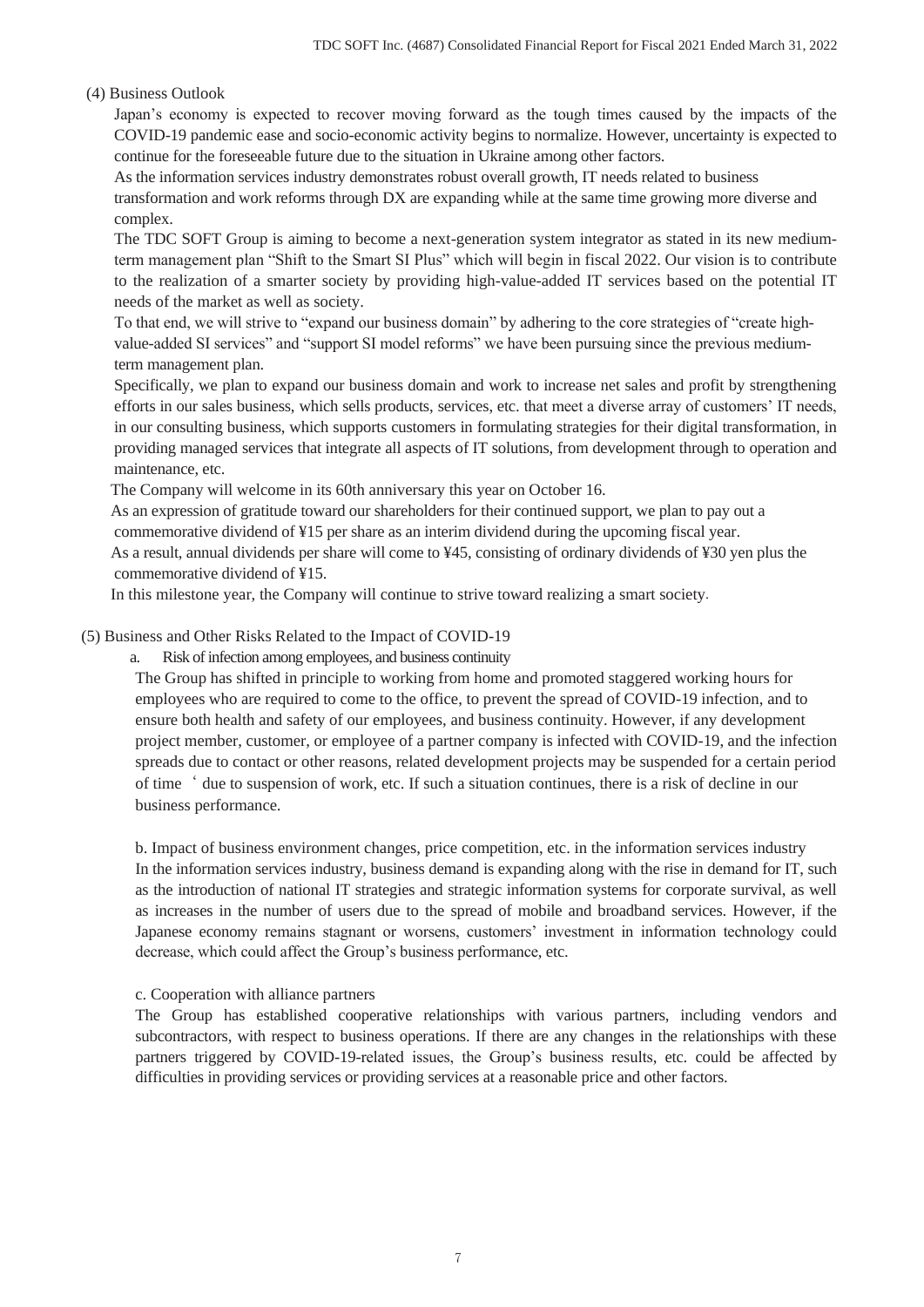### (4) Business Outlook

Japan's economy is expected to recover moving forward as the tough times caused by the impacts of the COVID-19 pandemic ease and socio-economic activity begins to normalize. However, uncertainty is expected to continue for the foreseeable future due to the situation in Ukraine among other factors.

As the information services industry demonstrates robust overall growth, IT needs related to business transformation and work reforms through DX are expanding while at the same time growing more diverse and complex.

The TDC SOFT Group is aiming to become a next-generation system integrator as stated in its new medium-term management plan "Shift to the Smart SI Plus" which will begin in fiscal 2022. Our vision is to contribute to the realization of a smarter society by providing high-value-added IT services based on the potential IT needs of the market as well as society.

To that end, we will strive to "expand our business domain" by adhering to the core strategies of "create high-value-added SI services" and "support SI model reforms" we have been pursuing since the previous medium-term management plan.

Specifically, we plan to expand our business domain and work to increase net sales and profit by strengthening efforts in our sales business, which sells products, services, etc. that meet a diverse array of customers' IT needs, in our consulting business, which supports customers in formulating strategies for their digital transformation, in providing managed services that integrate all aspects of IT solutions, from development through to operation and maintenance, etc.

The Company will welcome in its 60th anniversary this year on October 16.

As an expression of gratitude toward our shareholders for their continued support, we plan to pay out a commemorative dividend of ¥15 per share as an interim dividend during the upcoming fiscal year.

As a result, annual dividends per share will come to ¥45, consisting of ordinary dividends of ¥30 yen plus the commemorative dividend of ¥15.

In this milestone year, the Company will continue to strive toward realizing a smart society.

### (5) Business and Other Risks Related to the Impact of COVID-19

a. Risk of infection among employees, and business continuity

The Group has shifted in principle to working from home and promoted staggered working hours for employees who are required to come to the office, to prevent the spread of COVID-19 infection, and to ensure both health and safety of our employees, and business continuity. However, if any development project member, customer, or employee of a partner company is infected with COVID-19, and the infection spreads due to contact or other reasons, related development projects may be suspended for a certain period of time ' due to suspension of work, etc. If such a situation continues, there is a risk of decline in our business performance.

b. Impact of business environment changes, price competition, etc. in the information services industry

In the information services industry, business demand is expanding along with the rise in demand for IT, such as the introduction of national IT strategies and strategic information systems for corporate survival, as well as increases in the number of users due to the spread of mobile and broadband services. However, if the Japanese economy remains stagnant or worsens, customers' investment in information technology could decrease, which could affect the Group's business performance, etc.

c. Cooperation with alliance partners

The Group has established cooperative relationships with various partners, including vendors and subcontractors, with respect to business operations. If there are any changes in the relationships with these partners triggered by COVID-19-related issues, the Group's business results, etc. could be affected by difficulties in providing services or providing services at a reasonable price and other factors.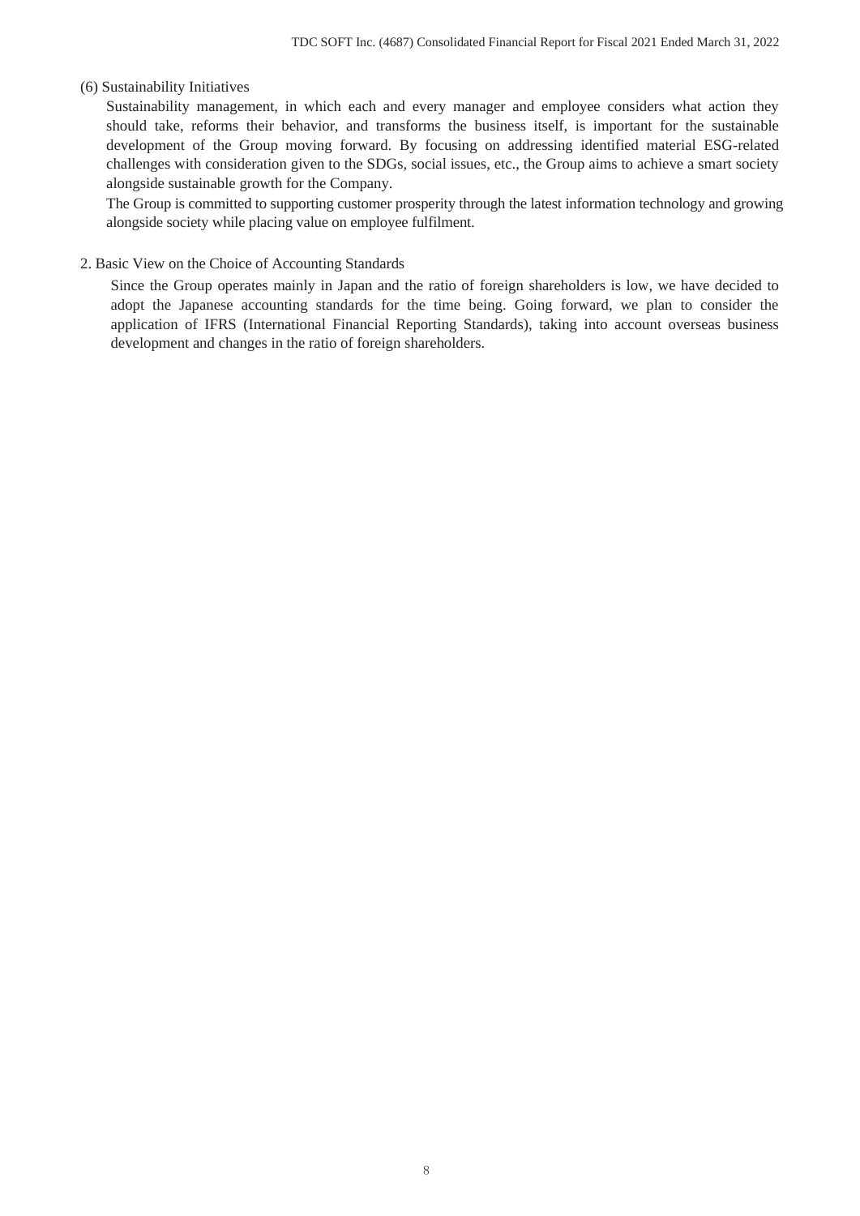### (6) Sustainability Initiatives

Sustainability management, in which each and every manager and employee considers what action they should take, reforms their behavior, and transforms the business itself, is important for the sustainable development of the Group moving forward. By focusing on addressing identified material ESG-related challenges with consideration given to the SDGs, social issues, etc., the Group aims to achieve a smart society alongside sustainable growth for the Company.

The Group is committed to supporting customer prosperity through the latest information technology and growing alongside society while placing value on employee fulfilment.

## 2. Basic View on the Choice of Accounting Standards

Since the Group operates mainly in Japan and the ratio of foreign shareholders is low, we have decided to adopt the Japanese accounting standards for the time being. Going forward, we plan to consider the application of IFRS (International Financial Reporting Standards), taking into account overseas business development and changes in the ratio of foreign shareholders.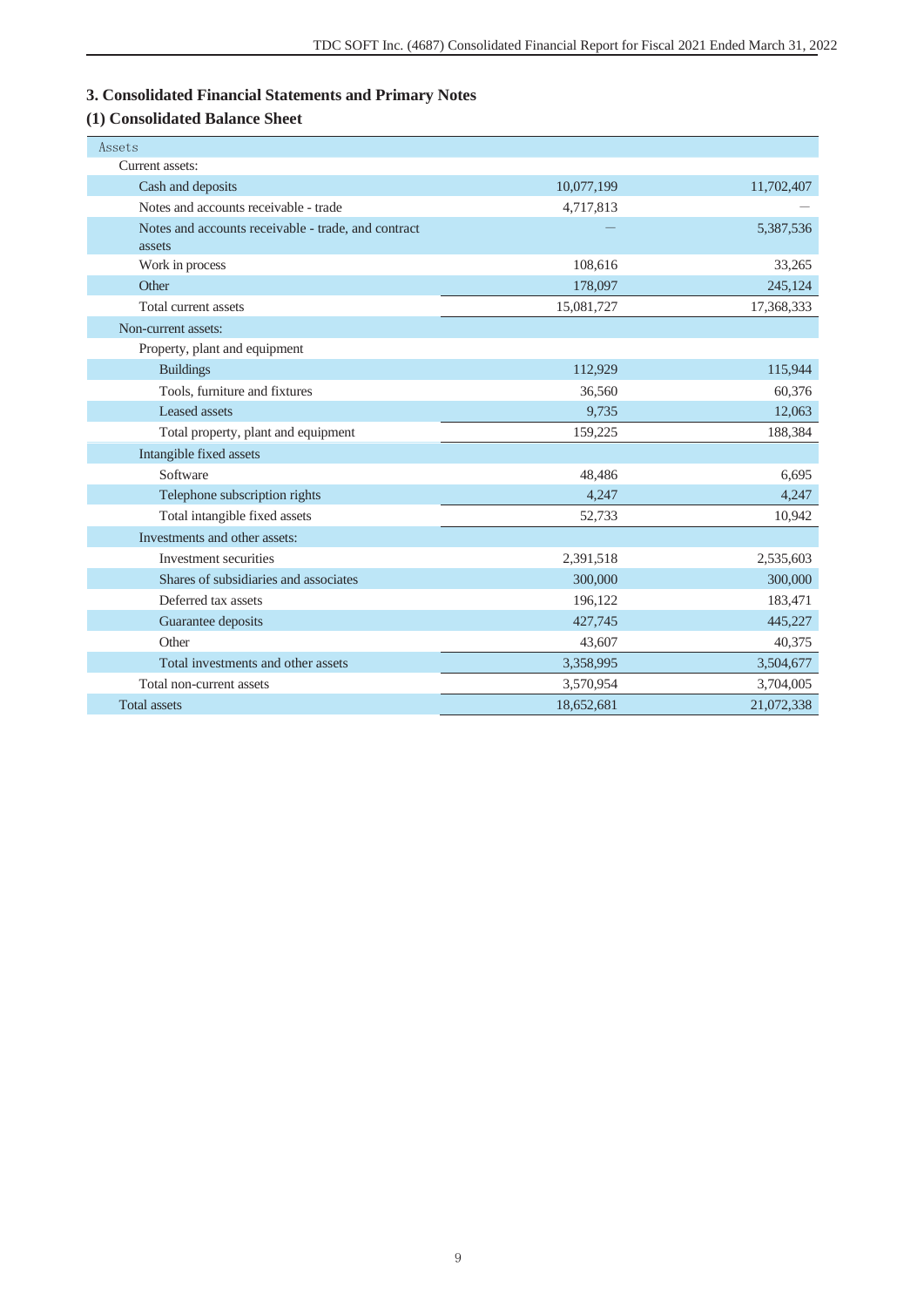## 3. Consolidated Financial Statements and Primary Notes

### (1) Consolidated Balance Sheet

| Assets | | |
|---|---:|---:|
| Current assets: | | |
| Cash and deposits | 10,077,199 | 11,702,407 |
| Notes and accounts receivable - trade | 4,717,813 | — |
| Notes and accounts receivable - trade, and contract assets | — | 5,387,536 |
| Work in process | 108,616 | 33,265 |
| Other | 178,097 | 245,124 |
| Total current assets | 15,081,727 | 17,368,333 |
| Non-current assets: | | |
| Property, plant and equipment | | |
| Buildings | 112,929 | 115,944 |
| Tools, furniture and fixtures | 36,560 | 60,376 |
| Leased assets | 9,735 | 12,063 |
| Total property, plant and equipment | 159,225 | 188,384 |
| Intangible fixed assets | | |
| Software | 48,486 | 6,695 |
| Telephone subscription rights | 4,247 | 4,247 |
| Total intangible fixed assets | 52,733 | 10,942 |
| Investments and other assets: | | |
| Investment securities | 2,391,518 | 2,535,603 |
| Shares of subsidiaries and associates | 300,000 | 300,000 |
| Deferred tax assets | 196,122 | 183,471 |
| Guarantee deposits | 427,745 | 445,227 |
| Other | 43,607 | 40,375 |
| Total investments and other assets | 3,358,995 | 3,504,677 |
| Total non-current assets | 3,570,954 | 3,704,005 |
| Total assets | 18,652,681 | 21,072,338 |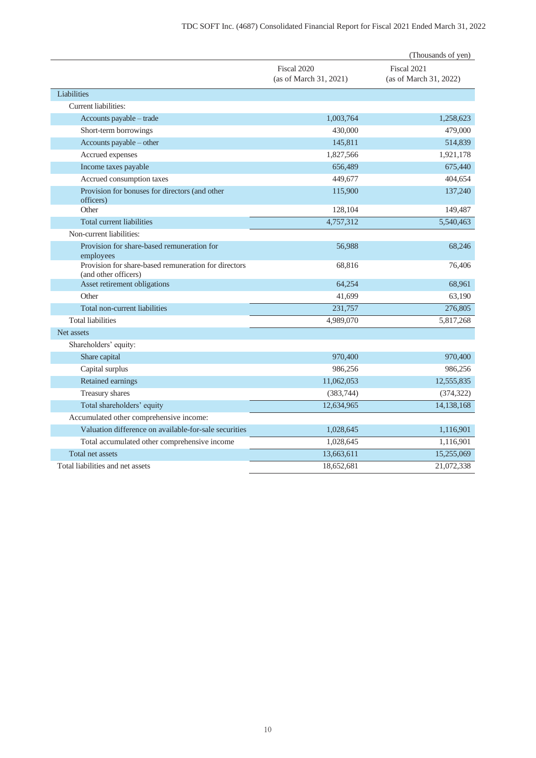(Thousands of yen)

| | Fiscal 2020 (as of March 31, 2021) | Fiscal 2021 (as of March 31, 2022) |
|---|---|---|
| Liabilities | | |
| Current liabilities: | | |
| Accounts payable – trade | 1,003,764 | 1,258,623 |
| Short-term borrowings | 430,000 | 479,000 |
| Accounts payable – other | 145,811 | 514,839 |
| Accrued expenses | 1,827,566 | 1,921,178 |
| Income taxes payable | 656,489 | 675,440 |
| Accrued consumption taxes | 449,677 | 404,654 |
| Provision for bonuses for directors (and other officers) | 115,900 | 137,240 |
| Other | 128,104 | 149,487 |
| Total current liabilities | 4,757,312 | 5,540,463 |
| Non-current liabilities: | | |
| Provision for share-based remuneration for employees | 56,988 | 68,246 |
| Provision for share-based remuneration for directors (and other officers) | 68,816 | 76,406 |
| Asset retirement obligations | 64,254 | 68,961 |
| Other | 41,699 | 63,190 |
| Total non-current liabilities | 231,757 | 276,805 |
| Total liabilities | 4,989,070 | 5,817,268 |
| Net assets | | |
| Shareholders' equity: | | |
| Share capital | 970,400 | 970,400 |
| Capital surplus | 986,256 | 986,256 |
| Retained earnings | 11,062,053 | 12,555,835 |
| Treasury shares | (383,744) | (374,322) |
| Total shareholders' equity | 12,634,965 | 14,138,168 |
| Accumulated other comprehensive income: | | |
| Valuation difference on available-for-sale securities | 1,028,645 | 1,116,901 |
| Total accumulated other comprehensive income | 1,028,645 | 1,116,901 |
| Total net assets | 13,663,611 | 15,255,069 |
| Total liabilities and net assets | 18,652,681 | 21,072,338 |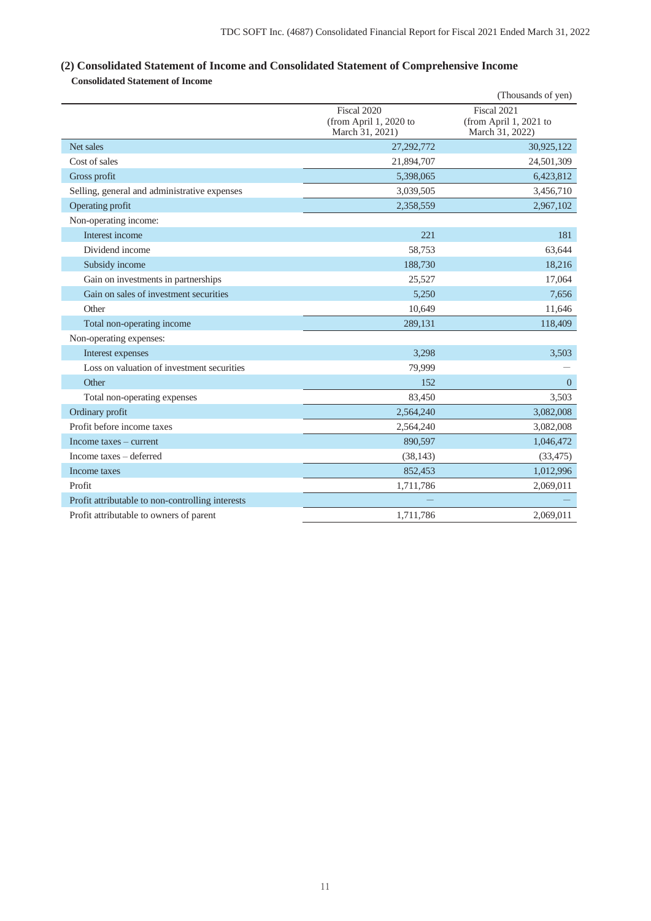## (2) Consolidated Statement of Income and Consolidated Statement of Comprehensive Income

**Consolidated Statement of Income**

(Thousands of yen)

| | Fiscal 2020 (from April 1, 2020 to March 31, 2021) | Fiscal 2021 (from April 1, 2021 to March 31, 2022) |
|---|---|---|
| Net sales | 27,292,772 | 30,925,122 |
| Cost of sales | 21,894,707 | 24,501,309 |
| Gross profit | 5,398,065 | 6,423,812 |
| Selling, general and administrative expenses | 3,039,505 | 3,456,710 |
| Operating profit | 2,358,559 | 2,967,102 |
| Non-operating income: | | |
| Interest income | 221 | 181 |
| Dividend income | 58,753 | 63,644 |
| Subsidy income | 188,730 | 18,216 |
| Gain on investments in partnerships | 25,527 | 17,064 |
| Gain on sales of investment securities | 5,250 | 7,656 |
| Other | 10,649 | 11,646 |
| Total non-operating income | 289,131 | 118,409 |
| Non-operating expenses: | | |
| Interest expenses | 3,298 | 3,503 |
| Loss on valuation of investment securities | 79,999 | — |
| Other | 152 | 0 |
| Total non-operating expenses | 83,450 | 3,503 |
| Ordinary profit | 2,564,240 | 3,082,008 |
| Profit before income taxes | 2,564,240 | 3,082,008 |
| Income taxes – current | 890,597 | 1,046,472 |
| Income taxes – deferred | (38,143) | (33,475) |
| Income taxes | 852,453 | 1,012,996 |
| Profit | 1,711,786 | 2,069,011 |
| Profit attributable to non-controlling interests | — | — |
| Profit attributable to owners of parent | 1,711,786 | 2,069,011 |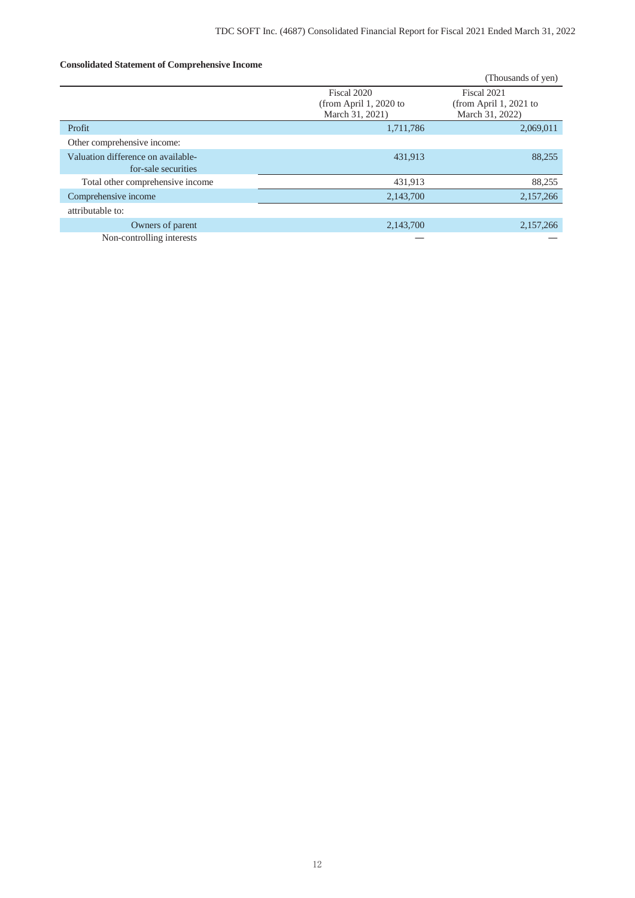**Consolidated Statement of Comprehensive Income**

(Thousands of yen)

| | Fiscal 2020 (from April 1, 2020 to March 31, 2021) | Fiscal 2021 (from April 1, 2021 to March 31, 2022) |
|---|---|---|
| Profit | 1,711,786 | 2,069,011 |
| Other comprehensive income: | | |
| Valuation difference on available-for-sale securities | 431,913 | 88,255 |
| Total other comprehensive income | 431,913 | 88,255 |
| Comprehensive income | 2,143,700 | 2,157,266 |
| attributable to: | | |
| Owners of parent | 2,143,700 | 2,157,266 |
| Non-controlling interests | — | — |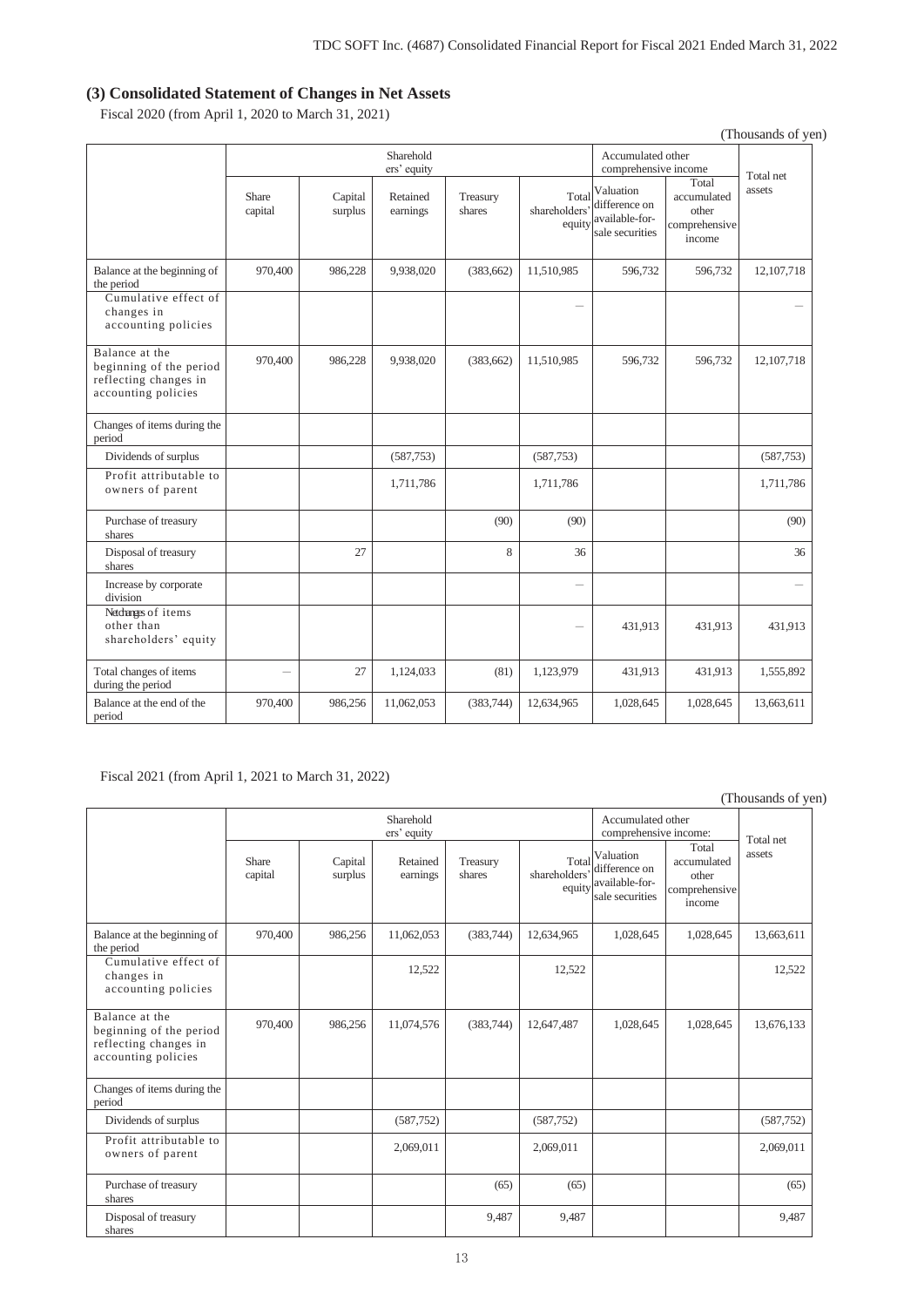## (3) Consolidated Statement of Changes in Net Assets

Fiscal 2020 (from April 1, 2020 to March 31, 2021)

(Thousands of yen)

| | Shareholders' equity | | | | | Accumulated other comprehensive income | | Total net assets |
|---|---|---|---|---|---|---|---|---|
| | Share capital | Capital surplus | Retained earnings | Treasury shares | Total shareholders' equity | Valuation difference on available-for-sale securities | Total accumulated other comprehensive income | |
| Balance at the beginning of the period | 970,400 | 986,228 | 9,938,020 | (383,662) | 11,510,985 | 596,732 | 596,732 | 12,107,718 |
| Cumulative effect of changes in accounting policies | | | | | — | | | — |
| Balance at the beginning of the period reflecting changes in accounting policies | 970,400 | 986,228 | 9,938,020 | (383,662) | 11,510,985 | 596,732 | 596,732 | 12,107,718 |
| Changes of items during the period | | | | | | | | |
| Dividends of surplus | | | (587,753) | | (587,753) | | | (587,753) |
| Profit attributable to owners of parent | | | 1,711,786 | | 1,711,786 | | | 1,711,786 |
| Purchase of treasury shares | | | | (90) | (90) | | | (90) |
| Disposal of treasury shares | | 27 | | 8 | 36 | | | 36 |
| Increase by corporate division | | | | | — | | | — |
| Net changes of items other than shareholders' equity | | | | | — | 431,913 | 431,913 | 431,913 |
| Total changes of items during the period | — | 27 | 1,124,033 | (81) | 1,123,979 | 431,913 | 431,913 | 1,555,892 |
| Balance at the end of the period | 970,400 | 986,256 | 11,062,053 | (383,744) | 12,634,965 | 1,028,645 | 1,028,645 | 13,663,611 |

Fiscal 2021 (from April 1, 2021 to March 31, 2022)

(Thousands of yen)

| | Shareholders' equity | | | | | Accumulated other comprehensive income: | | Total net assets |
|---|---|---|---|---|---|---|---|---|
| | Share capital | Capital surplus | Retained earnings | Treasury shares | Total shareholders' equity | Valuation difference on available-for-sale securities | Total accumulated other comprehensive income | |
| Balance at the beginning of the period | 970,400 | 986,256 | 11,062,053 | (383,744) | 12,634,965 | 1,028,645 | 1,028,645 | 13,663,611 |
| Cumulative effect of changes in accounting policies | | | 12,522 | | 12,522 | | | 12,522 |
| Balance at the beginning of the period reflecting changes in accounting policies | 970,400 | 986,256 | 11,074,576 | (383,744) | 12,647,487 | 1,028,645 | 1,028,645 | 13,676,133 |
| Changes of items during the period | | | | | | | | |
| Dividends of surplus | | | (587,752) | | (587,752) | | | (587,752) |
| Profit attributable to owners of parent | | | 2,069,011 | | 2,069,011 | | | 2,069,011 |
| Purchase of treasury shares | | | | (65) | (65) | | | (65) |
| Disposal of treasury shares | | | | 9,487 | 9,487 | | | 9,487 |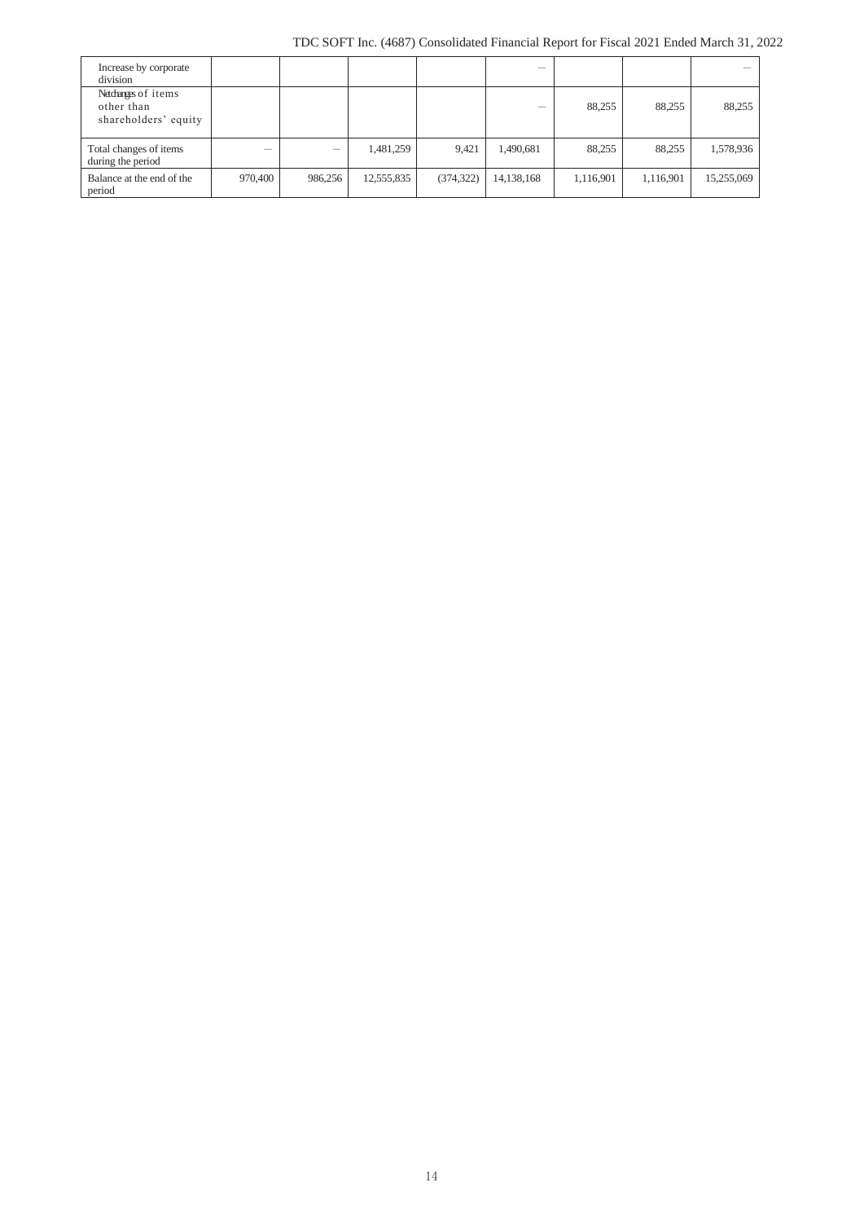| | | | | | | | | |
|---|---|---|---|---|---|---|---|---|
| Increase by corporate division | | | | | — | | | — |
| Net changes of items other than shareholders' equity | | | | | — | 88,255 | 88,255 | 88,255 |
| Total changes of items during the period | — | — | 1,481,259 | 9,421 | 1,490,681 | 88,255 | 88,255 | 1,578,936 |
| Balance at the end of the period | 970,400 | 986,256 | 12,555,835 | (374,322) | 14,138,168 | 1,116,901 | 1,116,901 | 15,255,069 |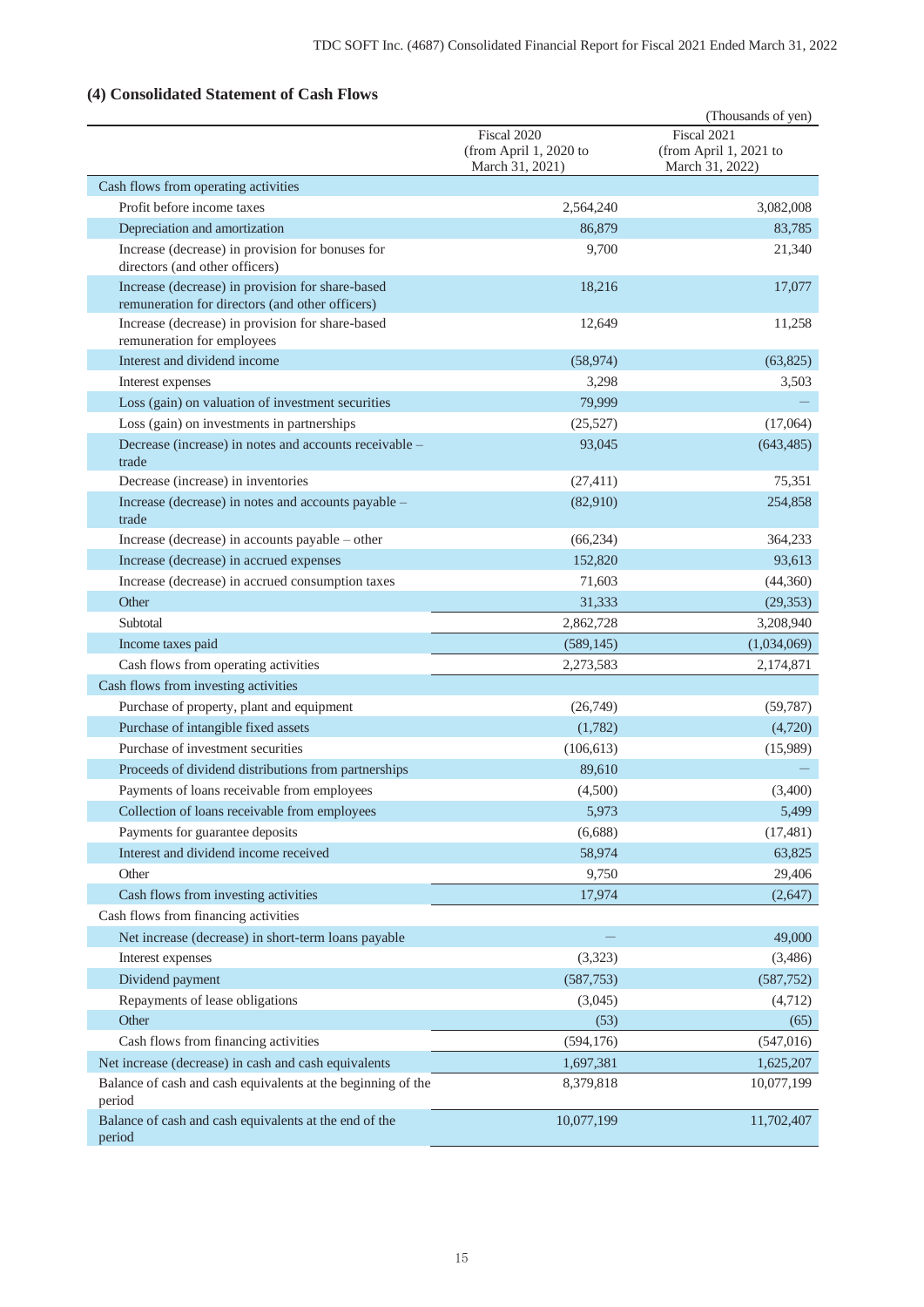## (4) Consolidated Statement of Cash Flows

(Thousands of yen)

| | Fiscal 2020 (from April 1, 2020 to March 31, 2021) | Fiscal 2021 (from April 1, 2021 to March 31, 2022) |
|---|---|---|
| Cash flows from operating activities | | |
| Profit before income taxes | 2,564,240 | 3,082,008 |
| Depreciation and amortization | 86,879 | 83,785 |
| Increase (decrease) in provision for bonuses for directors (and other officers) | 9,700 | 21,340 |
| Increase (decrease) in provision for share-based remuneration for directors (and other officers) | 18,216 | 17,077 |
| Increase (decrease) in provision for share-based remuneration for employees | 12,649 | 11,258 |
| Interest and dividend income | (58,974) | (63,825) |
| Interest expenses | 3,298 | 3,503 |
| Loss (gain) on valuation of investment securities | 79,999 | — |
| Loss (gain) on investments in partnerships | (25,527) | (17,064) |
| Decrease (increase) in notes and accounts receivable – trade | 93,045 | (643,485) |
| Decrease (increase) in inventories | (27,411) | 75,351 |
| Increase (decrease) in notes and accounts payable – trade | (82,910) | 254,858 |
| Increase (decrease) in accounts payable – other | (66,234) | 364,233 |
| Increase (decrease) in accrued expenses | 152,820 | 93,613 |
| Increase (decrease) in accrued consumption taxes | 71,603 | (44,360) |
| Other | 31,333 | (29,353) |
| Subtotal | 2,862,728 | 3,208,940 |
| Income taxes paid | (589,145) | (1,034,069) |
| Cash flows from operating activities | 2,273,583 | 2,174,871 |
| Cash flows from investing activities | | |
| Purchase of property, plant and equipment | (26,749) | (59,787) |
| Purchase of intangible fixed assets | (1,782) | (4,720) |
| Purchase of investment securities | (106,613) | (15,989) |
| Proceeds of dividend distributions from partnerships | 89,610 | — |
| Payments of loans receivable from employees | (4,500) | (3,400) |
| Collection of loans receivable from employees | 5,973 | 5,499 |
| Payments for guarantee deposits | (6,688) | (17,481) |
| Interest and dividend income received | 58,974 | 63,825 |
| Other | 9,750 | 29,406 |
| Cash flows from investing activities | 17,974 | (2,647) |
| Cash flows from financing activities | | |
| Net increase (decrease) in short-term loans payable | — | 49,000 |
| Interest expenses | (3,323) | (3,486) |
| Dividend payment | (587,753) | (587,752) |
| Repayments of lease obligations | (3,045) | (4,712) |
| Other | (53) | (65) |
| Cash flows from financing activities | (594,176) | (547,016) |
| Net increase (decrease) in cash and cash equivalents | 1,697,381 | 1,625,207 |
| Balance of cash and cash equivalents at the beginning of the period | 8,379,818 | 10,077,199 |
| Balance of cash and cash equivalents at the end of the period | 10,077,199 | 11,702,407 |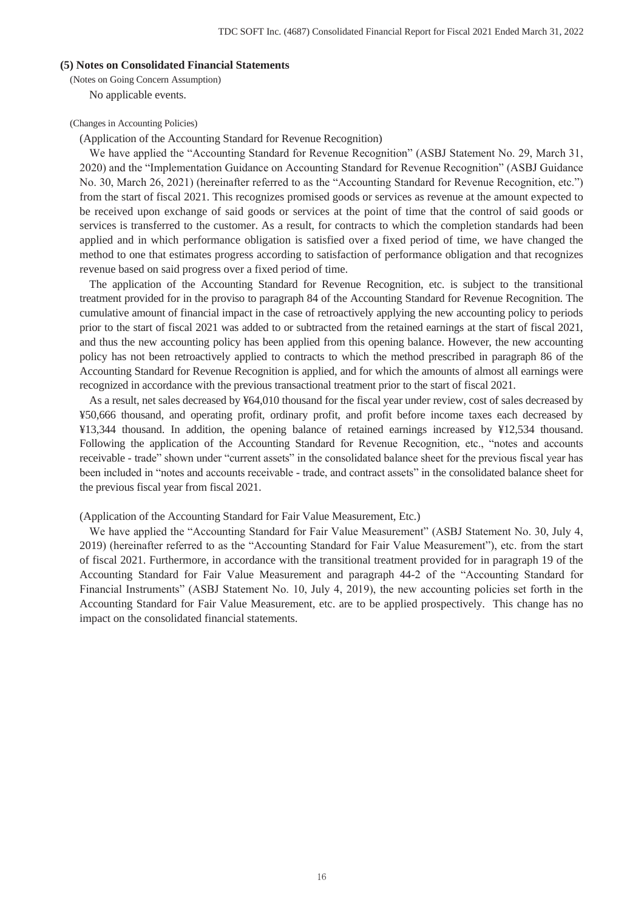### (5) Notes on Consolidated Financial Statements

(Notes on Going Concern Assumption)

No applicable events.

(Changes in Accounting Policies)

(Application of the Accounting Standard for Revenue Recognition)

We have applied the "Accounting Standard for Revenue Recognition" (ASBJ Statement No. 29, March 31, 2020) and the "Implementation Guidance on Accounting Standard for Revenue Recognition" (ASBJ Guidance No. 30, March 26, 2021) (hereinafter referred to as the "Accounting Standard for Revenue Recognition, etc.") from the start of fiscal 2021. This recognizes promised goods or services as revenue at the amount expected to be received upon exchange of said goods or services at the point of time that the control of said goods or services is transferred to the customer. As a result, for contracts to which the completion standards had been applied and in which performance obligation is satisfied over a fixed period of time, we have changed the method to one that estimates progress according to satisfaction of performance obligation and that recognizes revenue based on said progress over a fixed period of time.

The application of the Accounting Standard for Revenue Recognition, etc. is subject to the transitional treatment provided for in the proviso to paragraph 84 of the Accounting Standard for Revenue Recognition. The cumulative amount of financial impact in the case of retroactively applying the new accounting policy to periods prior to the start of fiscal 2021 was added to or subtracted from the retained earnings at the start of fiscal 2021, and thus the new accounting policy has been applied from this opening balance. However, the new accounting policy has not been retroactively applied to contracts to which the method prescribed in paragraph 86 of the Accounting Standard for Revenue Recognition is applied, and for which the amounts of almost all earnings were recognized in accordance with the previous transactional treatment prior to the start of fiscal 2021.

As a result, net sales decreased by ¥64,010 thousand for the fiscal year under review, cost of sales decreased by ¥50,666 thousand, and operating profit, ordinary profit, and profit before income taxes each decreased by ¥13,344 thousand. In addition, the opening balance of retained earnings increased by ¥12,534 thousand. Following the application of the Accounting Standard for Revenue Recognition, etc., "notes and accounts receivable - trade" shown under "current assets" in the consolidated balance sheet for the previous fiscal year has been included in "notes and accounts receivable - trade, and contract assets" in the consolidated balance sheet for the previous fiscal year from fiscal 2021.

(Application of the Accounting Standard for Fair Value Measurement, Etc.)

We have applied the "Accounting Standard for Fair Value Measurement" (ASBJ Statement No. 30, July 4, 2019) (hereinafter referred to as the "Accounting Standard for Fair Value Measurement"), etc. from the start of fiscal 2021. Furthermore, in accordance with the transitional treatment provided for in paragraph 19 of the Accounting Standard for Fair Value Measurement and paragraph 44-2 of the "Accounting Standard for Financial Instruments" (ASBJ Statement No. 10, July 4, 2019), the new accounting policies set forth in the Accounting Standard for Fair Value Measurement, etc. are to be applied prospectively. This change has no impact on the consolidated financial statements.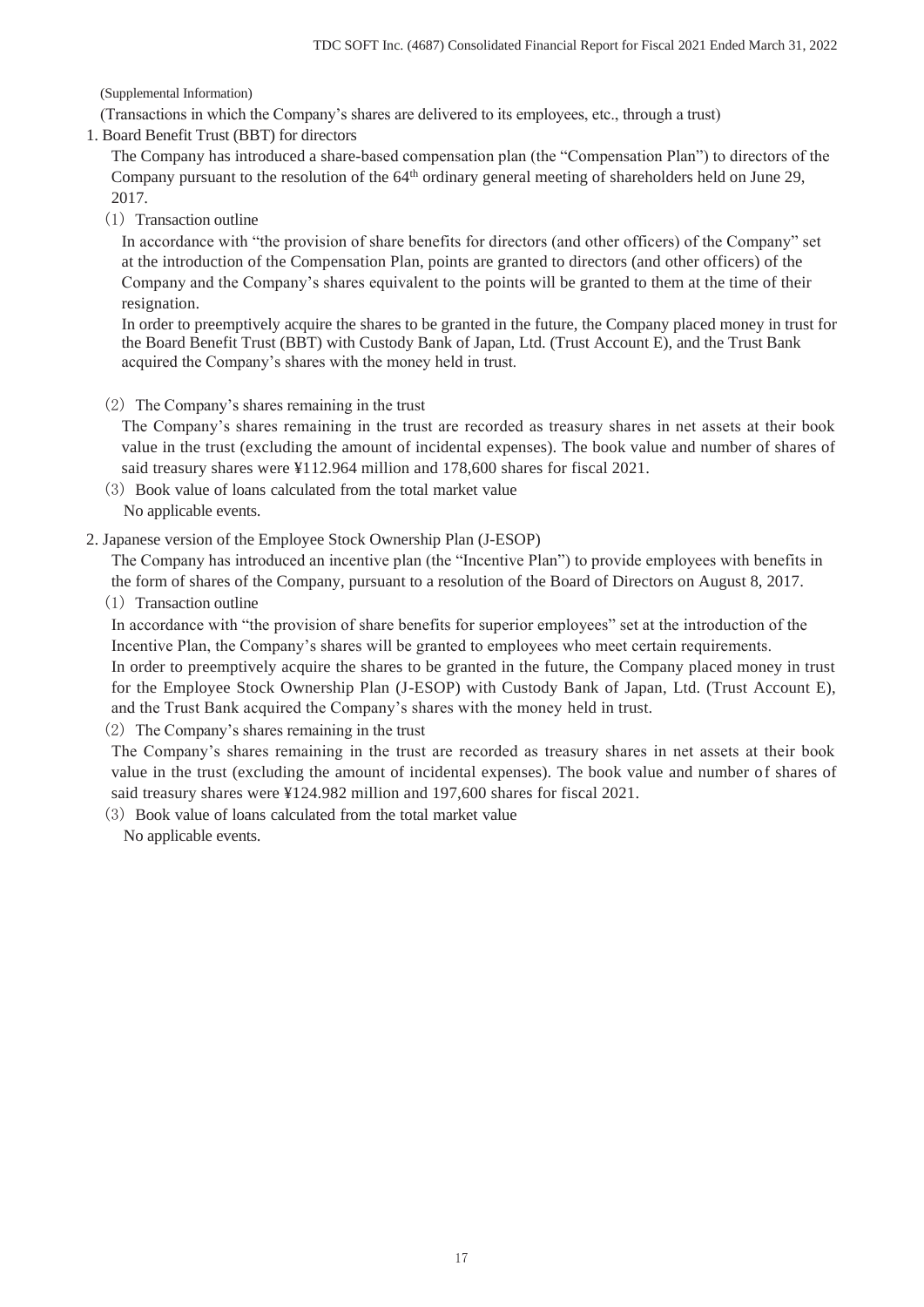(Supplemental Information)

(Transactions in which the Company's shares are delivered to its employees, etc., through a trust)

1. Board Benefit Trust (BBT) for directors

The Company has introduced a share-based compensation plan (the "Compensation Plan") to directors of the Company pursuant to the resolution of the 64th ordinary general meeting of shareholders held on June 29, 2017.

（1）Transaction outline

In accordance with "the provision of share benefits for directors (and other officers) of the Company" set at the introduction of the Compensation Plan, points are granted to directors (and other officers) of the Company and the Company's shares equivalent to the points will be granted to them at the time of their resignation.

In order to preemptively acquire the shares to be granted in the future, the Company placed money in trust for the Board Benefit Trust (BBT) with Custody Bank of Japan, Ltd. (Trust Account E), and the Trust Bank acquired the Company's shares with the money held in trust.

（2）The Company's shares remaining in the trust

The Company's shares remaining in the trust are recorded as treasury shares in net assets at their book value in the trust (excluding the amount of incidental expenses). The book value and number of shares of said treasury shares were ¥112.964 million and 178,600 shares for fiscal 2021.

（3）Book value of loans calculated from the total market value

No applicable events.

2. Japanese version of the Employee Stock Ownership Plan (J-ESOP)

The Company has introduced an incentive plan (the "Incentive Plan") to provide employees with benefits in the form of shares of the Company, pursuant to a resolution of the Board of Directors on August 8, 2017.

（1）Transaction outline

In accordance with "the provision of share benefits for superior employees" set at the introduction of the Incentive Plan, the Company's shares will be granted to employees who meet certain requirements.

In order to preemptively acquire the shares to be granted in the future, the Company placed money in trust for the Employee Stock Ownership Plan (J-ESOP) with Custody Bank of Japan, Ltd. (Trust Account E), and the Trust Bank acquired the Company's shares with the money held in trust.

（2）The Company's shares remaining in the trust

The Company's shares remaining in the trust are recorded as treasury shares in net assets at their book value in the trust (excluding the amount of incidental expenses). The book value and number of shares of said treasury shares were ¥124.982 million and 197,600 shares for fiscal 2021.

（3）Book value of loans calculated from the total market value

No applicable events.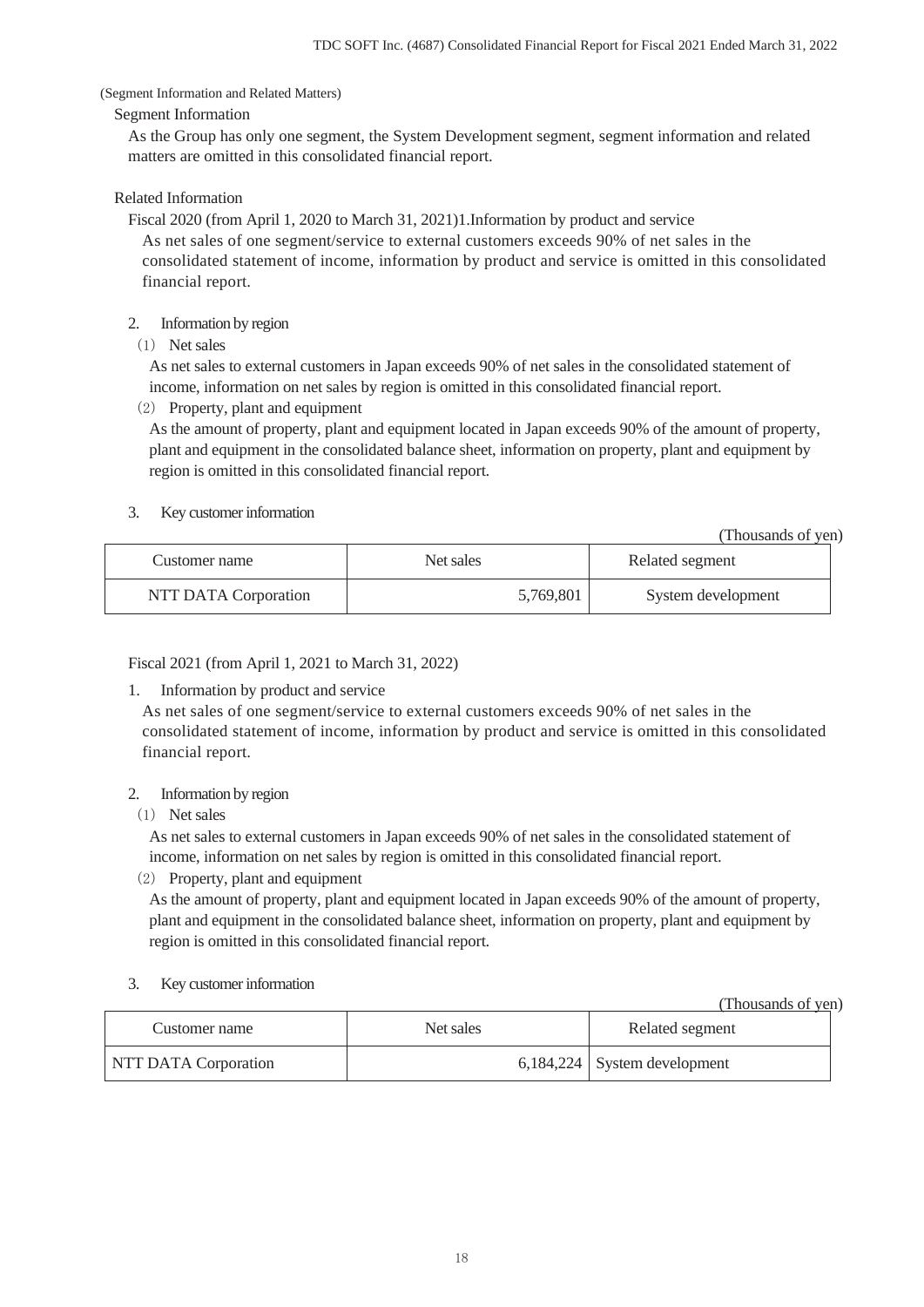(Segment Information and Related Matters)

Segment Information

As the Group has only one segment, the System Development segment, segment information and related matters are omitted in this consolidated financial report.

Related Information

Fiscal 2020 (from April 1, 2020 to March 31, 2021)1.Information by product and service

As net sales of one segment/service to external customers exceeds 90% of net sales in the consolidated statement of income, information by product and service is omitted in this consolidated financial report.

2. Information by region

(1) Net sales

As net sales to external customers in Japan exceeds 90% of net sales in the consolidated statement of income, information on net sales by region is omitted in this consolidated financial report.

(2) Property, plant and equipment

As the amount of property, plant and equipment located in Japan exceeds 90% of the amount of property, plant and equipment in the consolidated balance sheet, information on property, plant and equipment by region is omitted in this consolidated financial report.

3. Key customer information

(Thousands of yen)

| Customer name | Net sales | Related segment |
|---|---|---|
| NTT DATA Corporation | 5,769,801 | System development |

Fiscal 2021 (from April 1, 2021 to March 31, 2022)

1. Information by product and service

As net sales of one segment/service to external customers exceeds 90% of net sales in the consolidated statement of income, information by product and service is omitted in this consolidated financial report.

2. Information by region

(1) Net sales

As net sales to external customers in Japan exceeds 90% of net sales in the consolidated statement of income, information on net sales by region is omitted in this consolidated financial report.

(2) Property, plant and equipment

As the amount of property, plant and equipment located in Japan exceeds 90% of the amount of property, plant and equipment in the consolidated balance sheet, information on property, plant and equipment by region is omitted in this consolidated financial report.

3. Key customer information

(Thousands of yen)

| Customer name | Net sales | Related segment |
|---|---|---|
| NTT DATA Corporation | 6,184,224 | System development |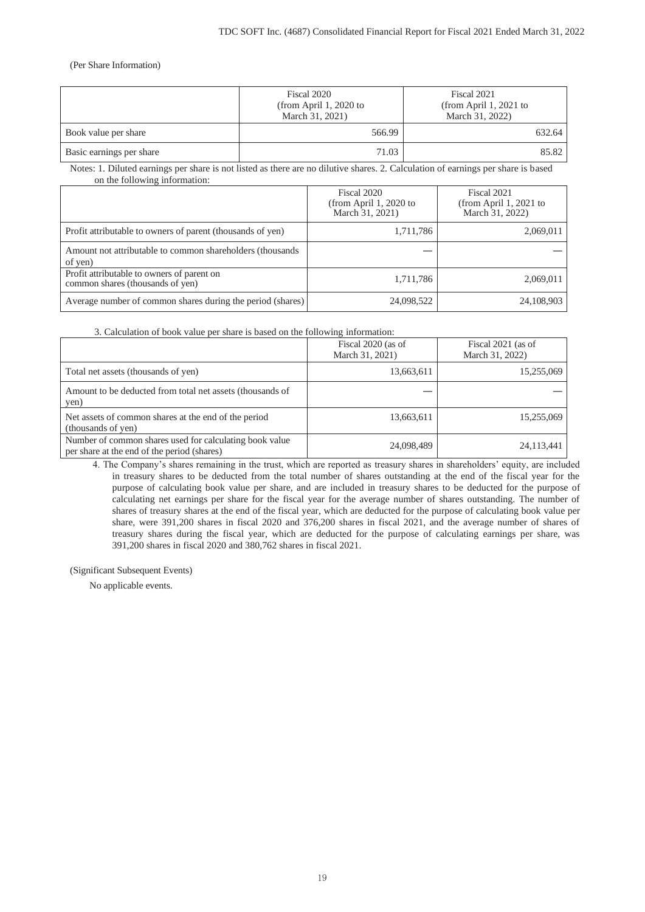(Per Share Information)

| | Fiscal 2020 (from April 1, 2020 to March 31, 2021) | Fiscal 2021 (from April 1, 2021 to March 31, 2022) |
|---|---|---|
| Book value per share | 566.99 | 632.64 |
| Basic earnings per share | 71.03 | 85.82 |

Notes: 1. Diluted earnings per share is not listed as there are no dilutive shares. 2. Calculation of earnings per share is based on the following information:

| | Fiscal 2020 (from April 1, 2020 to March 31, 2021) | Fiscal 2021 (from April 1, 2021 to March 31, 2022) |
|---|---|---|
| Profit attributable to owners of parent (thousands of yen) | 1,711,786 | 2,069,011 |
| Amount not attributable to common shareholders (thousands of yen) | — | — |
| Profit attributable to owners of parent on common shares (thousands of yen) | 1,711,786 | 2,069,011 |
| Average number of common shares during the period (shares) | 24,098,522 | 24,108,903 |

3. Calculation of book value per share is based on the following information:

| | Fiscal 2020 (as of March 31, 2021) | Fiscal 2021 (as of March 31, 2022) |
|---|---|---|
| Total net assets (thousands of yen) | 13,663,611 | 15,255,069 |
| Amount to be deducted from total net assets (thousands of yen) | — | — |
| Net assets of common shares at the end of the period (thousands of yen) | 13,663,611 | 15,255,069 |
| Number of common shares used for calculating book value per share at the end of the period (shares) | 24,098,489 | 24,113,441 |

4. The Company's shares remaining in the trust, which are reported as treasury shares in shareholders' equity, are included in treasury shares to be deducted from the total number of shares outstanding at the end of the fiscal year for the purpose of calculating book value per share, and are included in treasury shares to be deducted for the purpose of calculating net earnings per share for the fiscal year for the average number of shares outstanding. The number of shares of treasury shares at the end of the fiscal year, which are deducted for the purpose of calculating book value per share, were 391,200 shares in fiscal 2020 and 376,200 shares in fiscal 2021, and the average number of shares of treasury shares during the fiscal year, which are deducted for the purpose of calculating earnings per share, was 391,200 shares in fiscal 2020 and 380,762 shares in fiscal 2021.

(Significant Subsequent Events)

No applicable events.